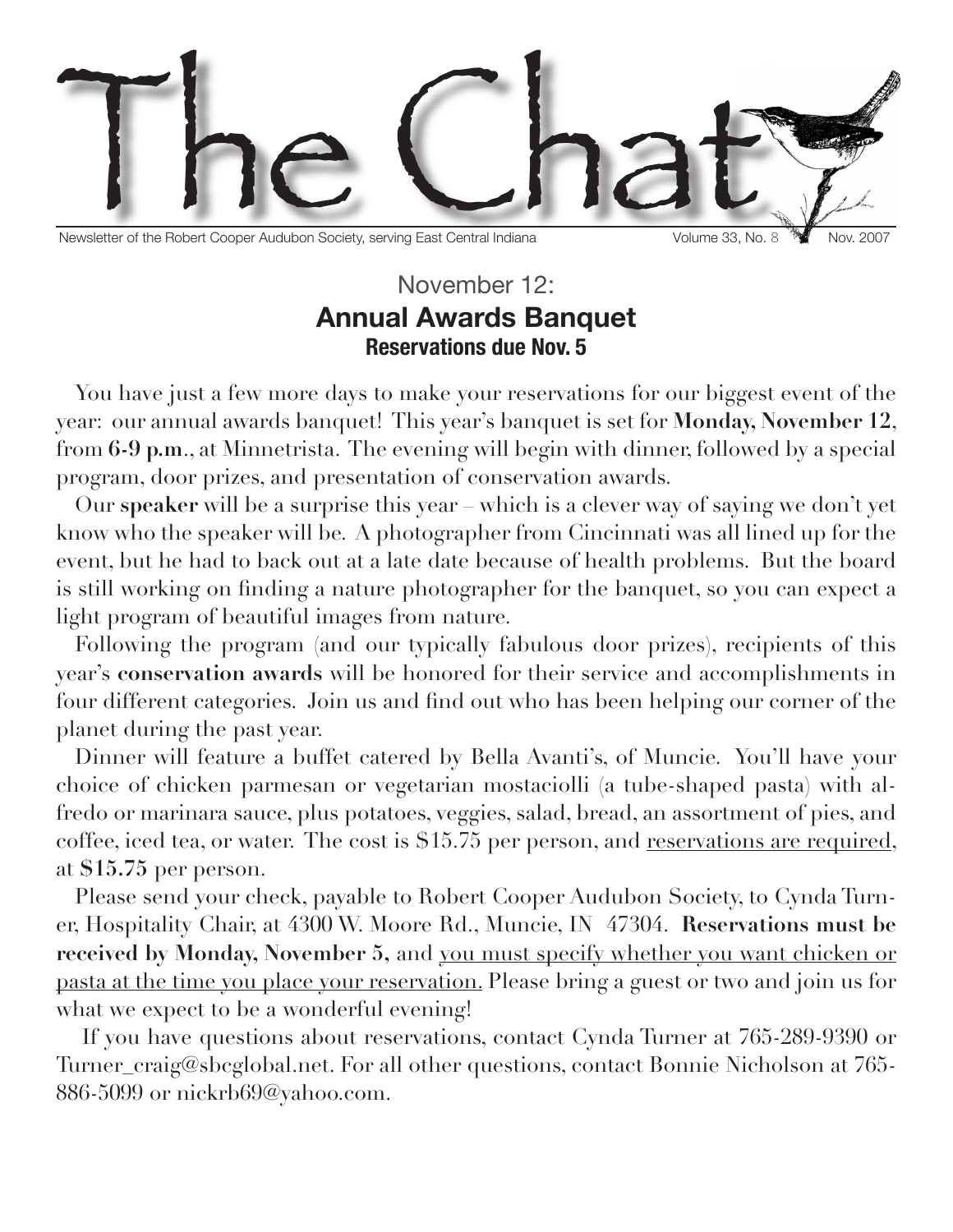# The Chat

Newsletter of the Robert Cooper Audubon Society, serving East Central Indiana Volume 33, No. 8 Nov. 2007

## November 12:
## **Annual Awards Banquet**
### **Reservations due Nov. 5**

You have just a few more days to make your reservations for our biggest event of the year: our annual awards banquet! This year's banquet is set for **Monday, November 12**, from **6-9 p.m**., at Minnetrista. The evening will begin with dinner, followed by a special program, door prizes, and presentation of conservation awards.

Our **speaker** will be a surprise this year – which is a clever way of saying we don't yet know who the speaker will be. A photographer from Cincinnati was all lined up for the event, but he had to back out at a late date because of health problems. But the board is still working on finding a nature photographer for the banquet, so you can expect a light program of beautiful images from nature.

Following the program (and our typically fabulous door prizes), recipients of this year's **conservation awards** will be honored for their service and accomplishments in four different categories. Join us and find out who has been helping our corner of the planet during the past year.

Dinner will feature a buffet catered by Bella Avanti's, of Muncie. You'll have your choice of chicken parmesan or vegetarian mostaciolli (a tube-shaped pasta) with alfredo or marinara sauce, plus potatoes, veggies, salad, bread, an assortment of pies, and coffee, iced tea, or water. The cost is $15.75 per person, and <u>reservations are required</u>, at **$15.75** per person.

Please send your check, payable to Robert Cooper Audubon Society, to Cynda Turner, Hospitality Chair, at 4300 W. Moore Rd., Muncie, IN 47304. **Reservations must be received by Monday, November 5,** and <u>you must specify whether you want chicken or pasta at the time you place your reservation.</u> Please bring a guest or two and join us for what we expect to be a wonderful evening!

If you have questions about reservations, contact Cynda Turner at 765-289-9390 or Turner_craig@sbcglobal.net. For all other questions, contact Bonnie Nicholson at 765-886-5099 or nickrb69@yahoo.com.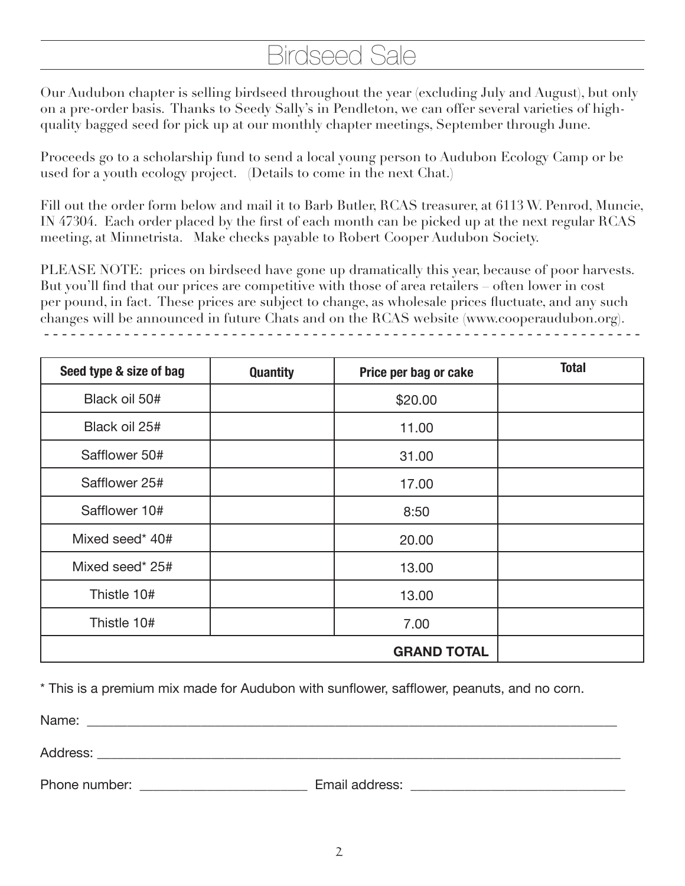# Birdseed Sale

Our Audubon chapter is selling birdseed throughout the year (excluding July and August), but only on a pre-order basis. Thanks to Seedy Sally's in Pendleton, we can offer several varieties of high-quality bagged seed for pick up at our monthly chapter meetings, September through June.

Proceeds go to a scholarship fund to send a local young person to Audubon Ecology Camp or be used for a youth ecology project. (Details to come in the next Chat.)

Fill out the order form below and mail it to Barb Butler, RCAS treasurer, at 6113 W. Penrod, Muncie, IN 47304. Each order placed by the first of each month can be picked up at the next regular RCAS meeting, at Minnetrista. Make checks payable to Robert Cooper Audubon Society.

PLEASE NOTE: prices on birdseed have gone up dramatically this year, because of poor harvests. But you'll find that our prices are competitive with those of area retailers – often lower in cost per pound, in fact. These prices are subject to change, as wholesale prices fluctuate, and any such changes will be announced in future Chats and on the RCAS website (www.cooperaudubon.org).

- - - - - - - - - - - - - - - - - - - - - - - - - - - - - - - - - - - - - - - - - - - - - - - - - - - - - - - - - - - - - -

| Seed type & size of bag | Quantity | Price per bag or cake | Total |
|---|---|---|---|
| Black oil 50# | | $20.00 | |
| Black oil 25# | | 11.00 | |
| Safflower 50# | | 31.00 | |
| Safflower 25# | | 17.00 | |
| Safflower 10# | | 8:50 | |
| Mixed seed* 40# | | 20.00 | |
| Mixed seed* 25# | | 13.00 | |
| Thistle 10# | | 13.00 | |
| Thistle 10# | | 7.00 | |
| | | **GRAND TOTAL** | |

* This is a premium mix made for Audubon with sunflower, safflower, peanuts, and no corn.

Name: ______________________________________________________________________________

Address: ____________________________________________________________________________

Phone number: ________________________ Email address: ______________________________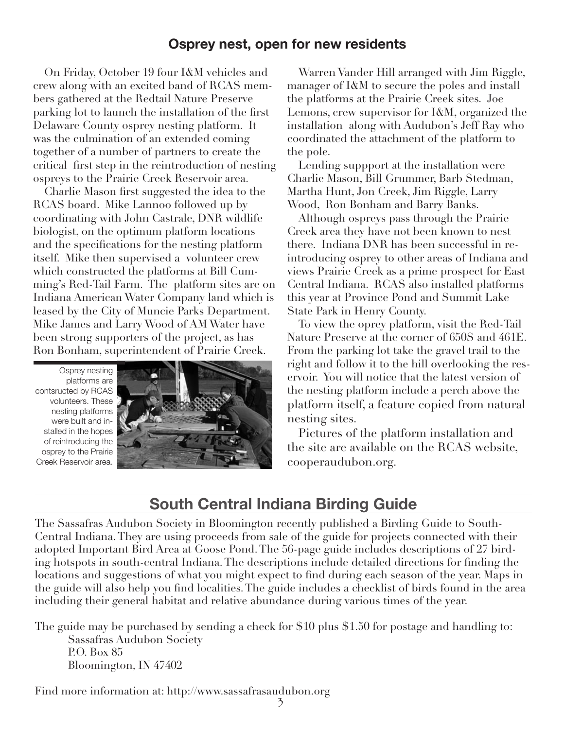## Osprey nest, open for new residents

On Friday, October 19 four I&M vehicles and crew along with an excited band of RCAS members gathered at the Redtail Nature Preserve parking lot to launch the installation of the first Delaware County osprey nesting platform. It was the culmination of an extended coming together of a number of partners to create the critical first step in the reintroduction of nesting ospreys to the Prairie Creek Reservoir area.

Charlie Mason first suggested the idea to the RCAS board. Mike Lannoo followed up by coordinating with John Castrale, DNR wildlife biologist, on the optimum platform locations and the specifications for the nesting platform itself. Mike then supervised a volunteer crew which constructed the platforms at Bill Cumming's Red-Tail Farm. The platform sites are on Indiana American Water Company land which is leased by the City of Muncie Parks Department. Mike James and Larry Wood of AM Water have been strong supporters of the project, as has Ron Bonham, superintendent of Prairie Creek.

Osprey nesting platforms are contsructed by RCAS volunteers. These nesting platforms were built and installed in the hopes of reintroducing the osprey to the Prairie Creek Reservoir area.

Warren Vander Hill arranged with Jim Riggle, manager of I&M to secure the poles and install the platforms at the Prairie Creek sites. Joe Lemons, crew supervisor for I&M, organized the installation along with Audubon's Jeff Ray who coordinated the attachment of the platform to the pole.

Lending suppport at the installation were Charlie Mason, Bill Grummer, Barb Stedman, Martha Hunt, Jon Creek, Jim Riggle, Larry Wood, Ron Bonham and Barry Banks.

Although ospreys pass through the Prairie Creek area they have not been known to nest there. Indiana DNR has been successful in reintroducing osprey to other areas of Indiana and views Prairie Creek as a prime prospect for East Central Indiana. RCAS also installed platforms this year at Province Pond and Summit Lake State Park in Henry County.

To view the oprey platform, visit the Red-Tail Nature Preserve at the corner of 650S and 461E. From the parking lot take the gravel trail to the right and follow it to the hill overlooking the reservoir. You will notice that the latest version of the nesting platform include a perch above the platform itself, a feature copied from natural nesting sites.

Pictures of the platform installation and the site are available on the RCAS website, cooperaudubon.org.

## South Central Indiana Birding Guide

The Sassafras Audubon Society in Bloomington recently published a Birding Guide to South-Central Indiana. They are using proceeds from sale of the guide for projects connected with their adopted Important Bird Area at Goose Pond. The 56-page guide includes descriptions of 27 birding hotspots in south-central Indiana. The descriptions include detailed directions for finding the locations and suggestions of what you might expect to find during each season of the year. Maps in the guide will also help you find localities. The guide includes a checklist of birds found in the area including their general habitat and relative abundance during various times of the year.

The guide may be purchased by sending a check for $10 plus $1.50 for postage and handling to:

Sassafras Audubon Society
P.O. Box 85
Bloomington, IN 47402

Find more information at: http://www.sassafrasaudubon.org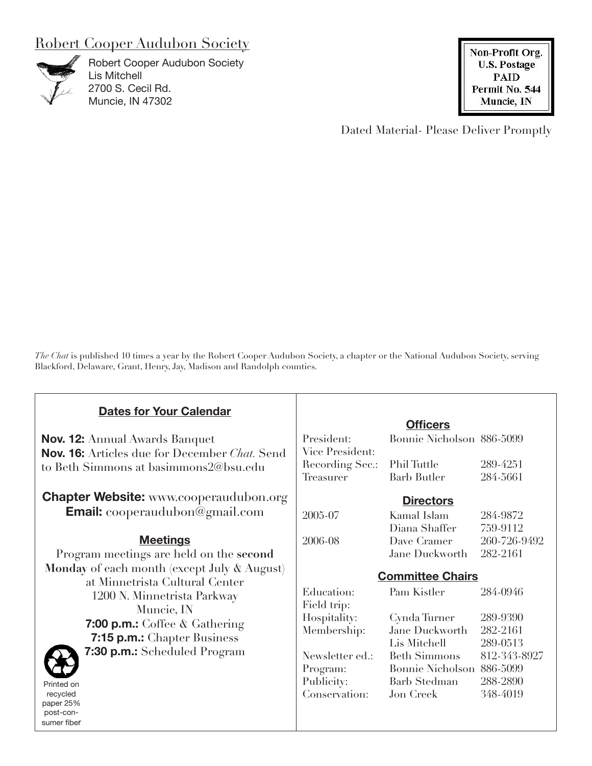Robert Cooper Audubon Society

Robert Cooper Audubon Society
Lis Mitchell
2700 S. Cecil Rd.
Muncie, IN 47302

Non-Profit Org.
U.S. Postage
PAID
Permit No. 544
Muncie, IN

Dated Material- Please Deliver Promptly

*The Chat* is published 10 times a year by the Robert Cooper Audubon Society, a chapter or the National Audubon Society, serving Blackford, Delaware, Grant, Henry, Jay, Madison and Randolph counties.

## Dates for Your Calendar

**Nov. 12:** Annual Awards Banquet
**Nov. 16:** Articles due for December *Chat.* Send to Beth Simmons at basimmons2@bsu.edu

**Chapter Website:** www.cooperaudubon.org
**Email:** cooperaudubon@gmail.com

## Meetings

Program meetings are held on the **second Monday** of each month (except July & August) at Minnetrista Cultural Center
1200 N. Minnetrista Parkway
Muncie, IN

**7:00 p.m.:** Coffee & Gathering
**7:15 p.m.:** Chapter Business
**7:30 p.m.:** Scheduled Program

Printed on recycled paper 25% post-consumer fiber

## Officers

| | | |
|---|---|---|
| President: | Bonnie Nicholson | 886-5099 |
| Vice President: | | |
| Recording Sec.: | Phil Tuttle | 289-4251 |
| Treasurer | Barb Butler | 284-5661 |

## Directors

| | | |
|---|---|---|
| 2005-07 | Kamal Islam | 284-9872 |
| | Diana Shaffer | 759-9112 |
| 2006-08 | Dave Cramer | 260-726-9492 |
| | Jane Duckworth | 282-2161 |

## Committee Chairs

| | | |
|---|---|---|
| Education: | Pam Kistler | 284-0946 |
| Field trip: | | |
| Hospitality: | Cynda Turner | 289-9390 |
| Membership: | Jane Duckworth | 282-2161 |
| | Lis Mitchell | 289-0513 |
| Newsletter ed.: | Beth Simmons | 812-343-8927 |
| Program: | Bonnie Nicholson | 886-5099 |
| Publicity: | Barb Stedman | 288-2890 |
| Conservation: | Jon Creek | 348-4019 |